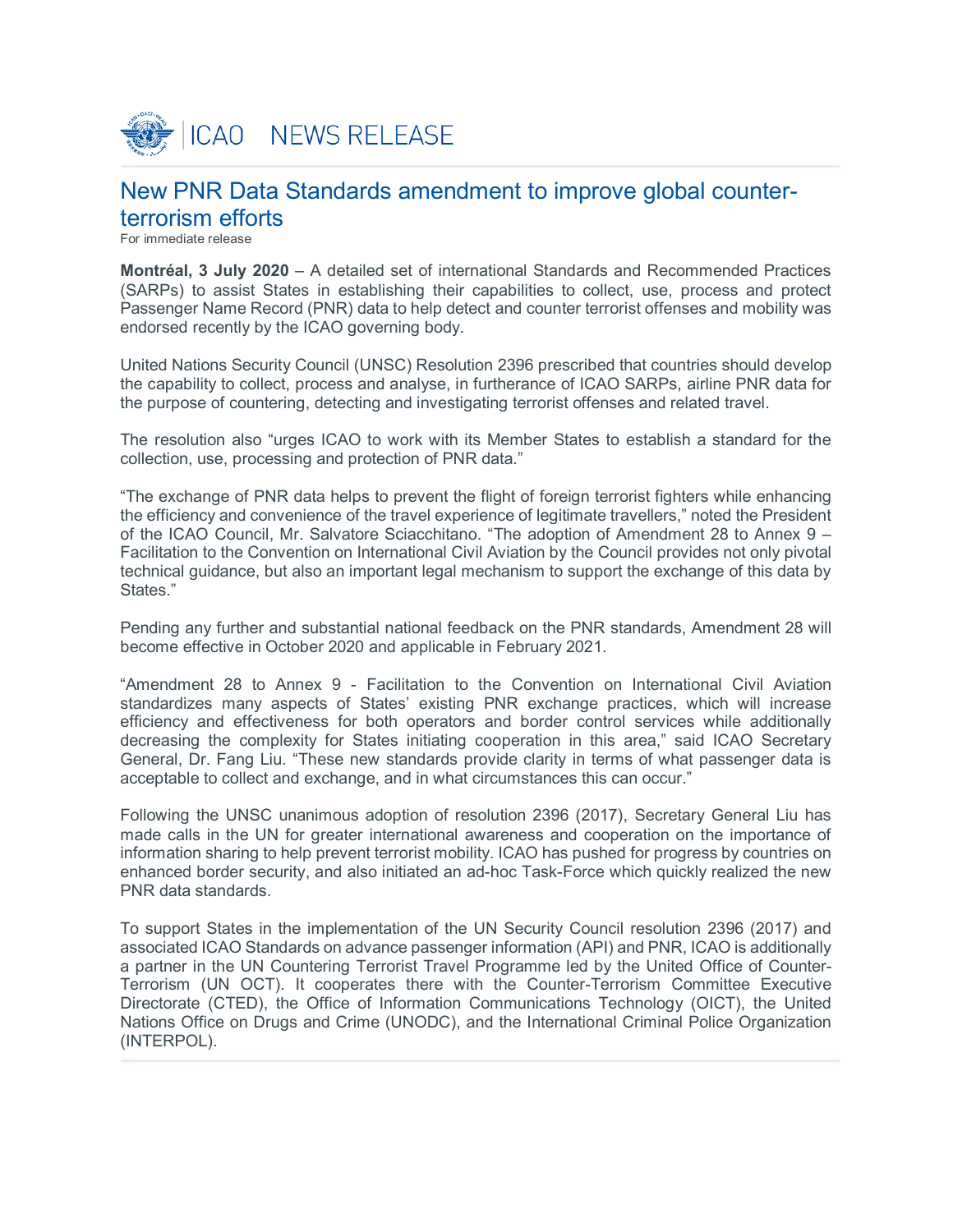ICAO NEWS RELEASE

# New PNR Data Standards amendment to improve global counter-terrorism efforts

For immediate release

**Montréal, 3 July 2020** – A detailed set of international Standards and Recommended Practices (SARPs) to assist States in establishing their capabilities to collect, use, process and protect Passenger Name Record (PNR) data to help detect and counter terrorist offenses and mobility was endorsed recently by the ICAO governing body.

United Nations Security Council (UNSC) Resolution 2396 prescribed that countries should develop the capability to collect, process and analyse, in furtherance of ICAO SARPs, airline PNR data for the purpose of countering, detecting and investigating terrorist offenses and related travel.

The resolution also "urges ICAO to work with its Member States to establish a standard for the collection, use, processing and protection of PNR data."

"The exchange of PNR data helps to prevent the flight of foreign terrorist fighters while enhancing the efficiency and convenience of the travel experience of legitimate travellers," noted the President of the ICAO Council, Mr. Salvatore Sciacchitano. "The adoption of Amendment 28 to Annex 9 – Facilitation to the Convention on International Civil Aviation by the Council provides not only pivotal technical guidance, but also an important legal mechanism to support the exchange of this data by States."

Pending any further and substantial national feedback on the PNR standards, Amendment 28 will become effective in October 2020 and applicable in February 2021.

"Amendment 28 to Annex 9 - Facilitation to the Convention on International Civil Aviation standardizes many aspects of States' existing PNR exchange practices, which will increase efficiency and effectiveness for both operators and border control services while additionally decreasing the complexity for States initiating cooperation in this area," said ICAO Secretary General, Dr. Fang Liu. "These new standards provide clarity in terms of what passenger data is acceptable to collect and exchange, and in what circumstances this can occur."

Following the UNSC unanimous adoption of resolution 2396 (2017), Secretary General Liu has made calls in the UN for greater international awareness and cooperation on the importance of information sharing to help prevent terrorist mobility. ICAO has pushed for progress by countries on enhanced border security, and also initiated an ad-hoc Task-Force which quickly realized the new PNR data standards.

To support States in the implementation of the UN Security Council resolution 2396 (2017) and associated ICAO Standards on advance passenger information (API) and PNR, ICAO is additionally a partner in the UN Countering Terrorist Travel Programme led by the United Office of Counter-Terrorism (UN OCT). It cooperates there with the Counter-Terrorism Committee Executive Directorate (CTED), the Office of Information Communications Technology (OICT), the United Nations Office on Drugs and Crime (UNODC), and the International Criminal Police Organization (INTERPOL).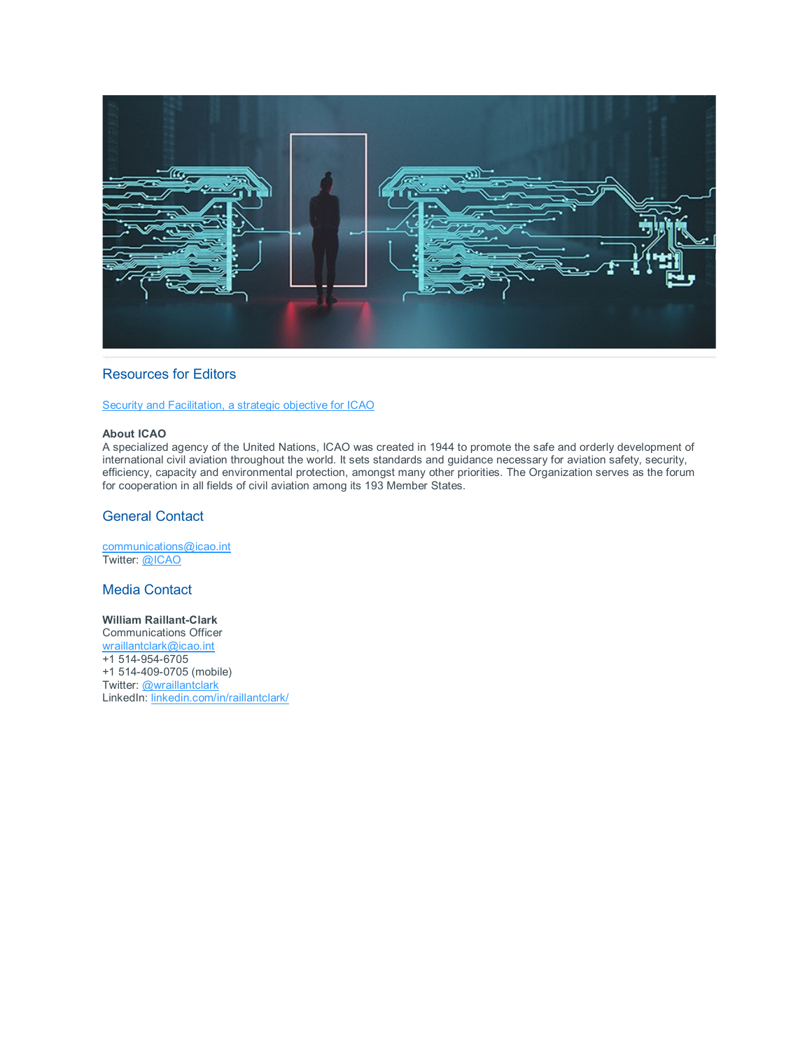## Resources for Editors

[Security and Facilitation, a strategic objective for ICAO]

**About ICAO**
A specialized agency of the United Nations, ICAO was created in 1944 to promote the safe and orderly development of international civil aviation throughout the world. It sets standards and guidance necessary for aviation safety, security, efficiency, capacity and environmental protection, amongst many other priorities. The Organization serves as the forum for cooperation in all fields of civil aviation among its 193 Member States.

## General Contact

communications@icao.int
Twitter: @ICAO

## Media Contact

**William Raillant-Clark**
Communications Officer
wraillantclark@icao.int
+1 514-954-6705
+1 514-409-0705 (mobile)
Twitter: @wraillantclark
LinkedIn: linkedin.com/in/raillantclark/